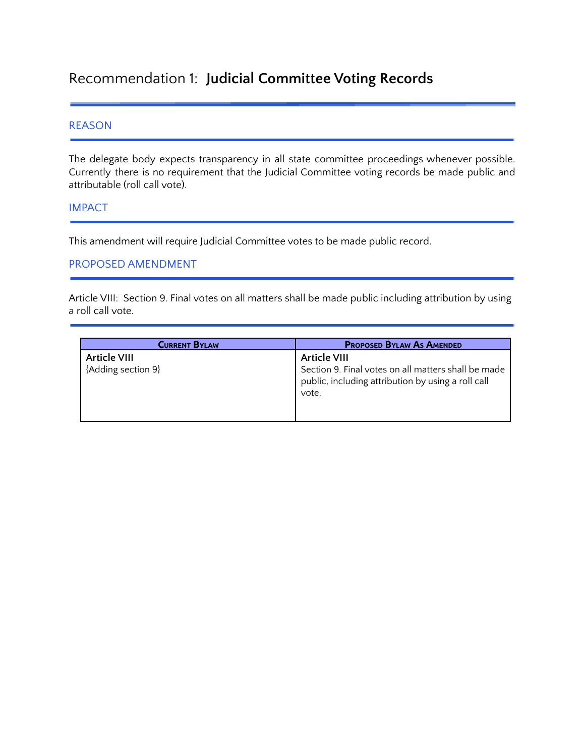# Recommendation 1: **Judicial Committee Voting Records**

## REASON

The delegate body expects transparency in all state committee proceedings whenever possible. Currently there is no requirement that the Judicial Committee voting records be made public and attributable (roll call vote).

## IMPACT

This amendment will require Judicial Committee votes to be made public record.

## PROPOSED AMENDMENT

Article VIII: Section 9. Final votes on all matters shall be made public including attribution by using a roll call vote.

| Current Bylaw | Proposed Bylaw As Amended |
|---|---|
| **Article VIII**<br>{Adding section 9} | **Article VIII**<br>Section 9. Final votes on all matters shall be made public, including attribution by using a roll call vote. |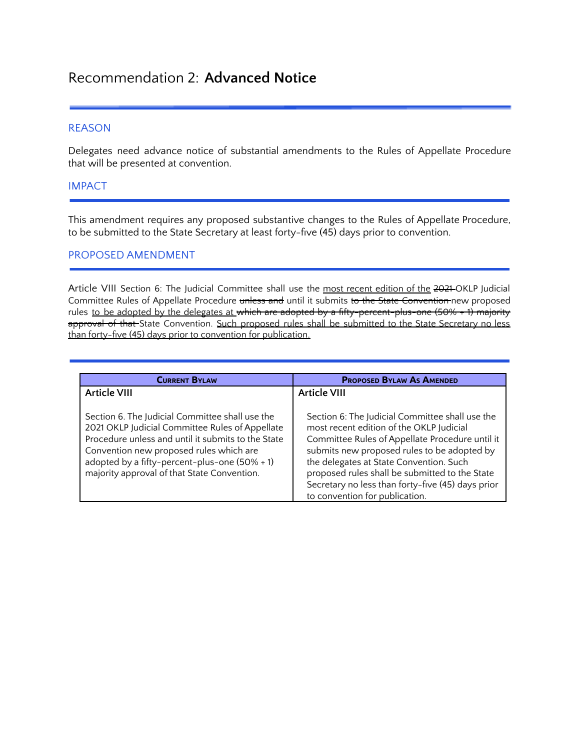# Recommendation 2: **Advanced Notice**

## REASON

Delegates need advance notice of substantial amendments to the Rules of Appellate Procedure that will be presented at convention.

## IMPACT

This amendment requires any proposed substantive changes to the Rules of Appellate Procedure, to be submitted to the State Secretary at least forty-five (45) days prior to convention.

## PROPOSED AMENDMENT

Article VIII Section 6: The Judicial Committee shall use the <u>most recent edition of the</u> ~~2021~~ OKLP Judicial Committee Rules of Appellate Procedure ~~unless and~~ until it submits ~~to the State Convention~~ new proposed rules <u>to be adopted by the delegates at</u> ~~which are adopted by a fifty-percent-plus-one (50% + 1) majority approval of that~~ State Convention. <u>Such proposed rules shall be submitted to the State Secretary no less than forty-five (45) days prior to convention for publication.</u>

| Current Bylaw | Proposed Bylaw As Amended |
| --- | --- |
| **Article VIII**<br><br>Section 6. The Judicial Committee shall use the 2021 OKLP Judicial Committee Rules of Appellate Procedure unless and until it submits to the State Convention new proposed rules which are adopted by a fifty-percent-plus-one (50% + 1) majority approval of that State Convention. | **Article VIII**<br><br>Section 6: The Judicial Committee shall use the most recent edition of the OKLP Judicial Committee Rules of Appellate Procedure until it submits new proposed rules to be adopted by the delegates at State Convention. Such proposed rules shall be submitted to the State Secretary no less than forty-five (45) days prior to convention for publication. |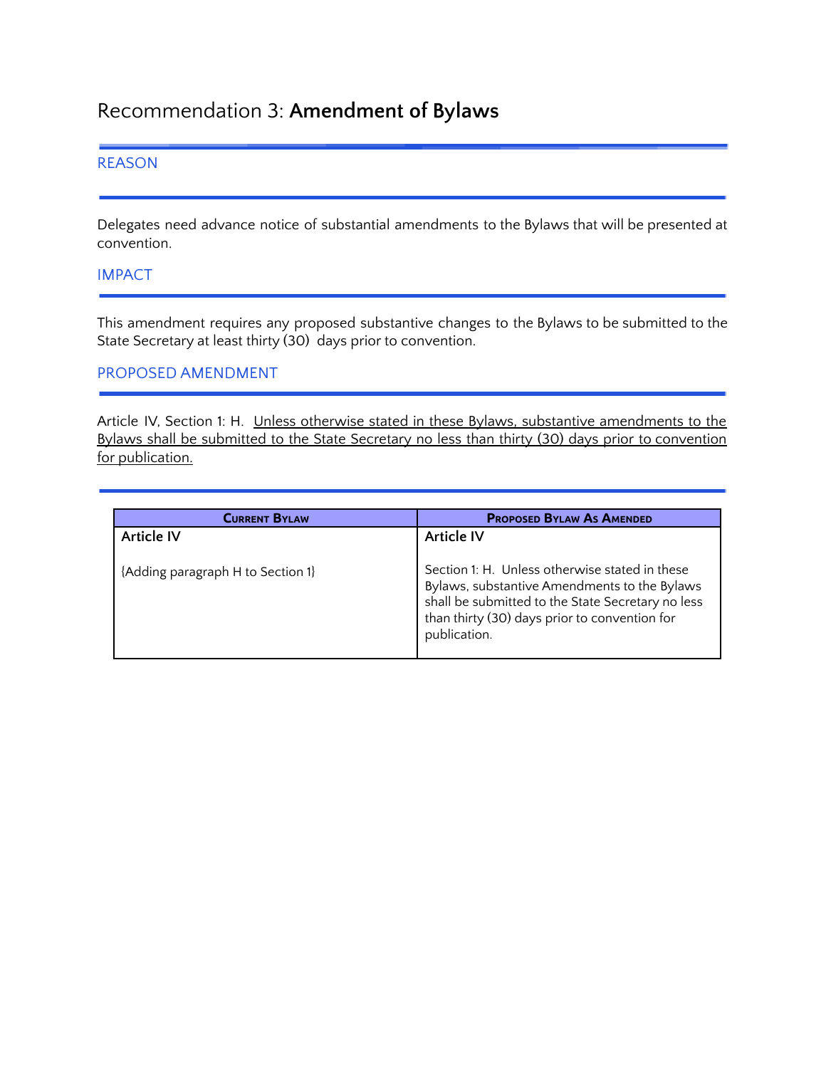# Recommendation 3: **Amendment of Bylaws**

## REASON

Delegates need advance notice of substantial amendments to the Bylaws that will be presented at convention.

## IMPACT

This amendment requires any proposed substantive changes to the Bylaws to be submitted to the State Secretary at least thirty (30) days prior to convention.

## PROPOSED AMENDMENT

Article IV, Section 1: H. <u>Unless otherwise stated in these Bylaws, substantive amendments to the Bylaws shall be submitted to the State Secretary no less than thirty (30) days prior to convention for publication.</u>

| Current Bylaw | Proposed Bylaw As Amended |
| --- | --- |
| **Article IV**<br><br>{Adding paragraph H to Section 1} | **Article IV**<br><br>Section 1: H. Unless otherwise stated in these Bylaws, substantive Amendments to the Bylaws shall be submitted to the State Secretary no less than thirty (30) days prior to convention for publication. |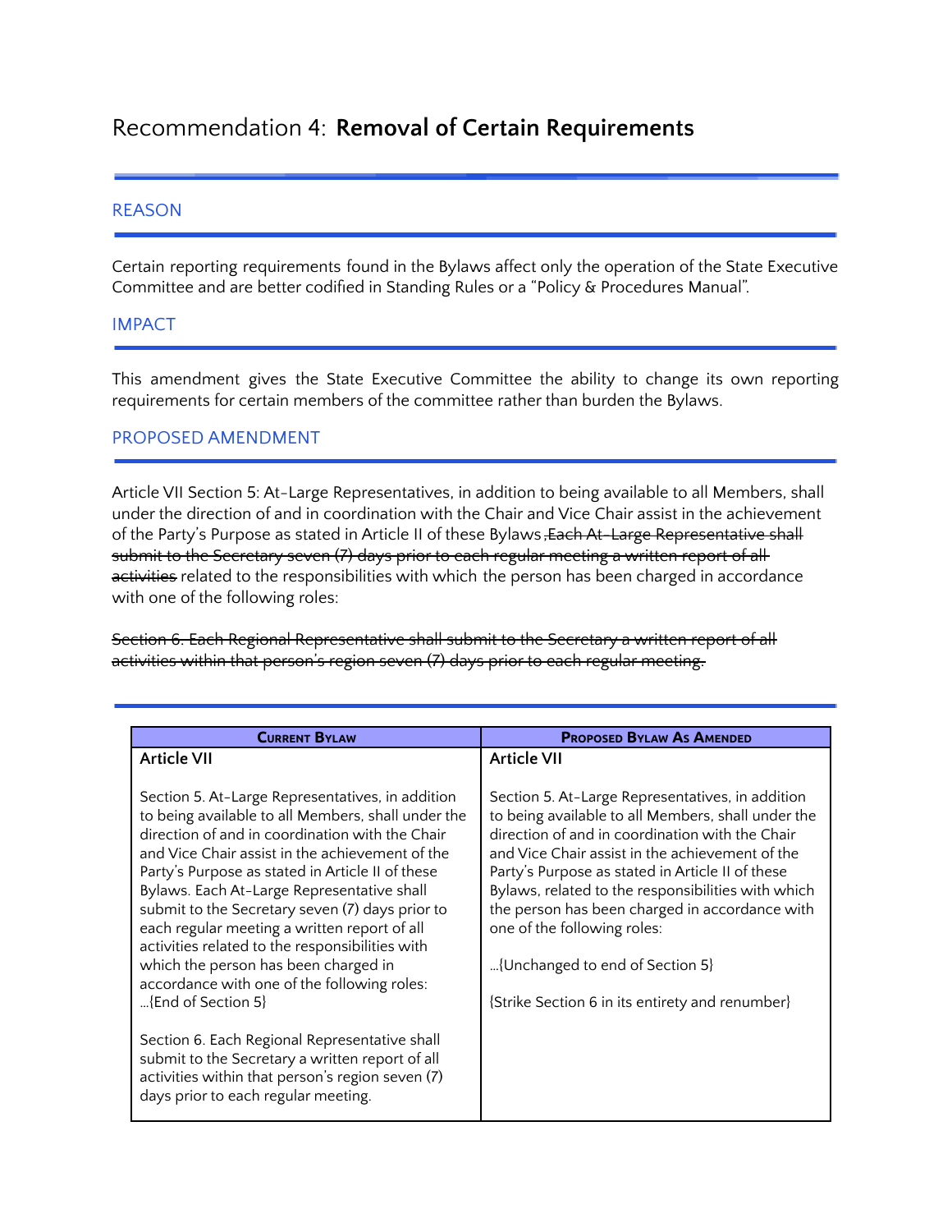# Recommendation 4: **Removal of Certain Requirements**

## REASON

Certain reporting requirements found in the Bylaws affect only the operation of the State Executive Committee and are better codified in Standing Rules or a "Policy & Procedures Manual".

## IMPACT

This amendment gives the State Executive Committee the ability to change its own reporting requirements for certain members of the committee rather than burden the Bylaws.

## PROPOSED AMENDMENT

Article VII Section 5: At-Large Representatives, in addition to being available to all Members, shall under the direction of and in coordination with the Chair and Vice Chair assist in the achievement of the Party's Purpose as stated in Article II of these Bylaws ~~,Each At-Large Representative shall submit to the Secretary seven (7) days prior to each regular meeting a written report of all activities~~ related to the responsibilities with which the person has been charged in accordance with one of the following roles:

~~Section 6. Each Regional Representative shall submit to the Secretary a written report of all activities within that person's region seven (7) days prior to each regular meeting.~~

| **Current Bylaw** | **Proposed Bylaw As Amended** |
|---|---|
| **Article VII**<br><br>Section 5. At-Large Representatives, in addition to being available to all Members, shall under the direction of and in coordination with the Chair and Vice Chair assist in the achievement of the Party's Purpose as stated in Article II of these Bylaws. Each At-Large Representative shall submit to the Secretary seven (7) days prior to each regular meeting a written report of all activities related to the responsibilities with which the person has been charged in accordance with one of the following roles:<br>…{End of Section 5}<br><br>Section 6. Each Regional Representative shall submit to the Secretary a written report of all activities within that person's region seven (7) days prior to each regular meeting. | **Article VII**<br><br>Section 5. At-Large Representatives, in addition to being available to all Members, shall under the direction of and in coordination with the Chair and Vice Chair assist in the achievement of the Party's Purpose as stated in Article II of these Bylaws, related to the responsibilities with which the person has been charged in accordance with one of the following roles:<br><br>…{Unchanged to end of Section 5}<br><br>{Strike Section 6 in its entirety and renumber} |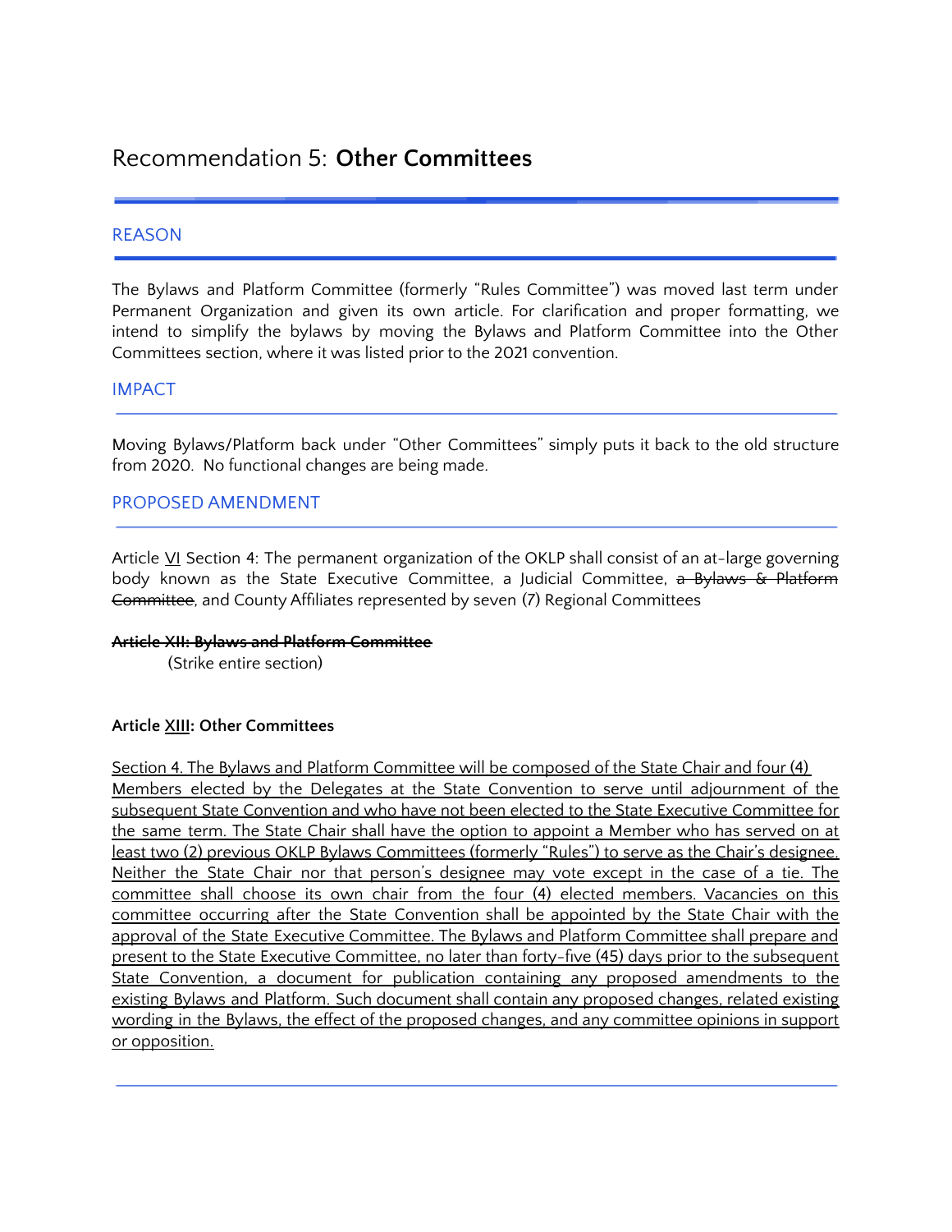# Recommendation 5: **Other Committees**

## REASON

The Bylaws and Platform Committee (formerly "Rules Committee") was moved last term under Permanent Organization and given its own article. For clarification and proper formatting, we intend to simplify the bylaws by moving the Bylaws and Platform Committee into the Other Committees section, where it was listed prior to the 2021 convention.

## IMPACT

Moving Bylaws/Platform back under "Other Committees" simply puts it back to the old structure from 2020. No functional changes are being made.

## PROPOSED AMENDMENT

Article <u>VI</u> Section 4: The permanent organization of the OKLP shall consist of an at-large governing body known as the State Executive Committee, a Judicial Committee, ~~a Bylaws & Platform Committee~~, and County Affiliates represented by seven (7) Regional Committees

**~~Article XII: Bylaws and Platform Committee~~**

(Strike entire section)

**Article <u>XIII</u>: Other Committees**

<u>Section 4. The Bylaws and Platform Committee will be composed of the State Chair and four (4) Members elected by the Delegates at the State Convention to serve until adjournment of the subsequent State Convention and who have not been elected to the State Executive Committee for the same term. The State Chair shall have the option to appoint a Member who has served on at least two (2) previous OKLP Bylaws Committees (formerly "Rules") to serve as the Chair's designee. Neither the State Chair nor that person's designee may vote except in the case of a tie. The committee shall choose its own chair from the four (4) elected members. Vacancies on this committee occurring after the State Convention shall be appointed by the State Chair with the approval of the State Executive Committee. The Bylaws and Platform Committee shall prepare and present to the State Executive Committee, no later than forty-five (45) days prior to the subsequent State Convention, a document for publication containing any proposed amendments to the existing Bylaws and Platform. Such document shall contain any proposed changes, related existing wording in the Bylaws, the effect of the proposed changes, and any committee opinions in support or opposition.</u>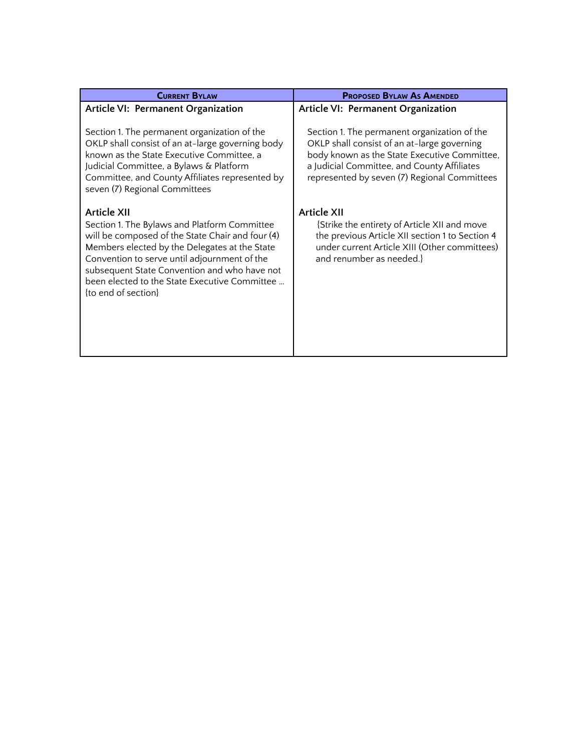| Current Bylaw | Proposed Bylaw As Amended |
| --- | --- |
| **Article VI: Permanent Organization**<br><br>Section 1. The permanent organization of the OKLP shall consist of an at-large governing body known as the State Executive Committee, a Judicial Committee, a Bylaws & Platform Committee, and County Affiliates represented by seven (7) Regional Committees | **Article VI: Permanent Organization**<br><br>Section 1. The permanent organization of the OKLP shall consist of an at-large governing body known as the State Executive Committee, a Judicial Committee, and County Affiliates represented by seven (7) Regional Committees |
| **Article XII**<br>Section 1. The Bylaws and Platform Committee will be composed of the State Chair and four (4) Members elected by the Delegates at the State Convention to serve until adjournment of the subsequent State Convention and who have not been elected to the State Executive Committee … {to end of section} | **Article XII**<br>{Strike the entirety of Article XII and move the previous Article XII section 1 to Section 4 under current Article XIII (Other committees) and renumber as needed.} |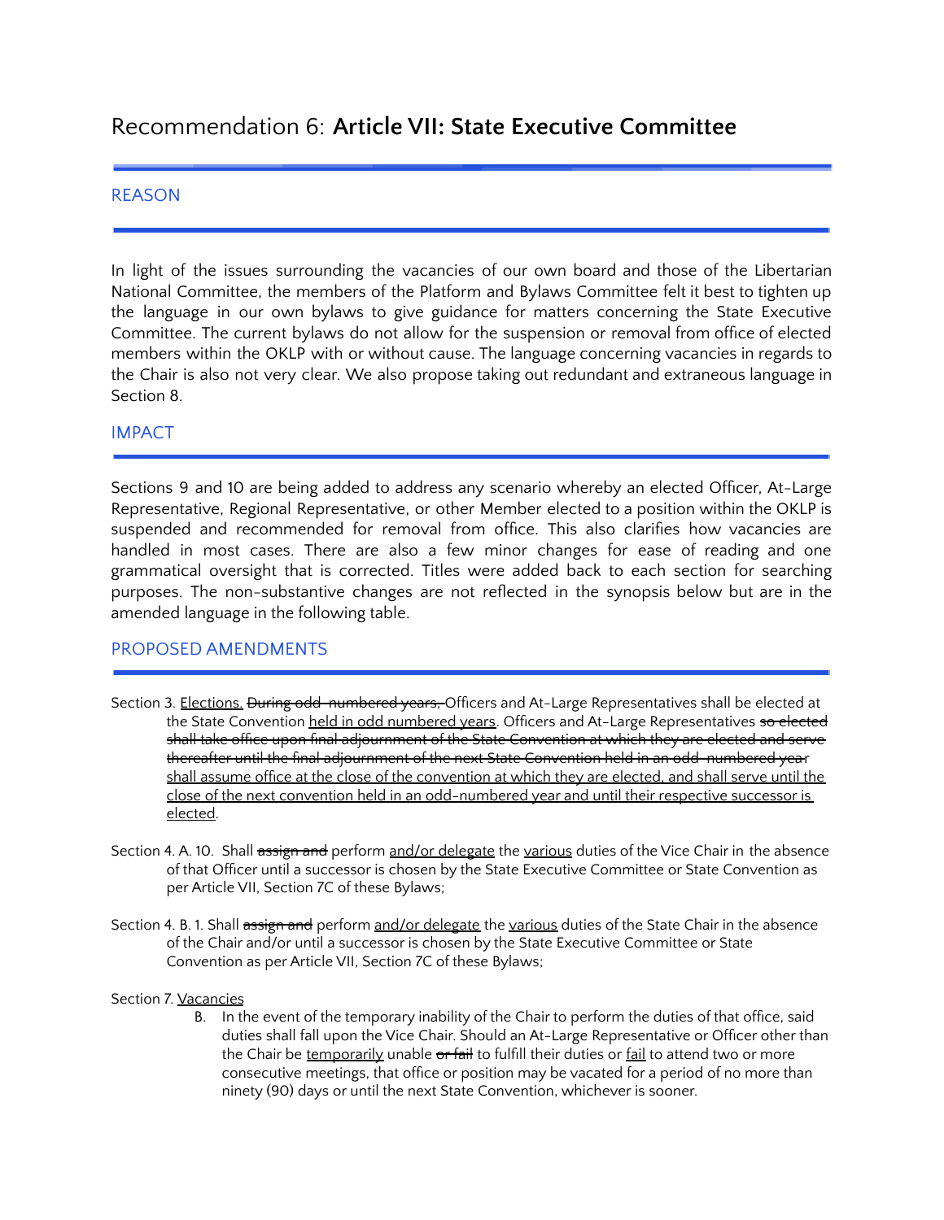# Recommendation 6: **Article VII: State Executive Committee**

## REASON

In light of the issues surrounding the vacancies of our own board and those of the Libertarian National Committee, the members of the Platform and Bylaws Committee felt it best to tighten up the language in our own bylaws to give guidance for matters concerning the State Executive Committee. The current bylaws do not allow for the suspension or removal from office of elected members within the OKLP with or without cause. The language concerning vacancies in regards to the Chair is also not very clear. We also propose taking out redundant and extraneous language in Section 8.

## IMPACT

Sections 9 and 10 are being added to address any scenario whereby an elected Officer, At-Large Representative, Regional Representative, or other Member elected to a position within the OKLP is suspended and recommended for removal from office. This also clarifies how vacancies are handled in most cases. There are also a few minor changes for ease of reading and one grammatical oversight that is corrected. Titles were added back to each section for searching purposes. The non-substantive changes are not reflected in the synopsis below but are in the amended language in the following table.

## PROPOSED AMENDMENTS

Section 3. <u>Elections.</u> ~~During odd- numbered years,~~ Officers and At-Large Representatives shall be elected at the State Convention <u>held in odd numbered years</u>. Officers and At-Large Representatives ~~so elected shall take office upon final adjournment of the State Convention at which they are elected and serve thereafter until the final adjournment of the next State Convention held in an odd- numbered year~~ <u>shall assume office at the close of the convention at which they are elected, and shall serve until the close of the next convention held in an odd-numbered year and until their respective successor is elected</u>.

Section 4. A. 10. Shall ~~assign and~~ perform <u>and/or delegate</u> the <u>various</u> duties of the Vice Chair in the absence of that Officer until a successor is chosen by the State Executive Committee or State Convention as per Article VII, Section 7C of these Bylaws;

Section 4. B. 1. Shall ~~assign and~~ perform <u>and/or delegate</u> the <u>various</u> duties of the State Chair in the absence of the Chair and/or until a successor is chosen by the State Executive Committee or State Convention as per Article VII, Section 7C of these Bylaws;

Section 7. <u>Vacancies</u>

B. In the event of the temporary inability of the Chair to perform the duties of that office, said duties shall fall upon the Vice Chair. Should an At-Large Representative or Officer other than the Chair be <u>temporarily</u> unable ~~or fail~~ to fulfill their duties or <u>fail</u> to attend two or more consecutive meetings, that office or position may be vacated for a period of no more than ninety (90) days or until the next State Convention, whichever is sooner.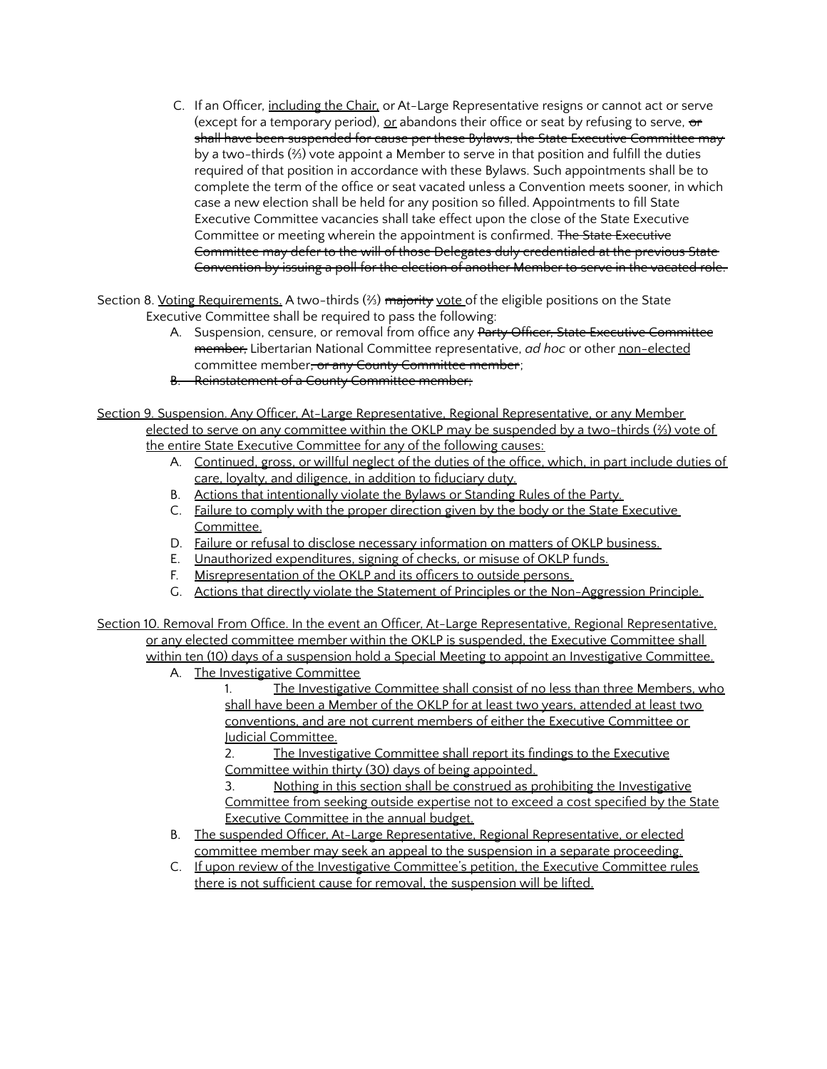C. If an Officer, <u>including the Chair,</u> or At-Large Representative resigns or cannot act or serve (except for a temporary period), <u>or</u> abandons their office or seat by refusing to serve, ~~or shall have been suspended for cause per these Bylaws, the State Executive Committee may~~ by a two-thirds (⅔) vote appoint a Member to serve in that position and fulfill the duties required of that position in accordance with these Bylaws. Such appointments shall be to complete the term of the office or seat vacated unless a Convention meets sooner, in which case a new election shall be held for any position so filled. Appointments to fill State Executive Committee vacancies shall take effect upon the close of the State Executive Committee or meeting wherein the appointment is confirmed. ~~The State Executive Committee may defer to the will of those Delegates duly credentialed at the previous State Convention by issuing a poll for the election of another Member to serve in the vacated role.~~

Section 8. <u>Voting Requirements.</u> A two-thirds (⅔) ~~majority~~ <u>vote</u> of the eligible positions on the State Executive Committee shall be required to pass the following:

A. Suspension, censure, or removal from office any ~~Party Officer, State Executive Committee member,~~ Libertarian National Committee representative, *ad hoc* or other <u>non-elected</u> committee member~~, or any County Committee member~~;

~~B. Reinstatement of a County Committee member;~~

<u>Section 9. Suspension. Any Officer, At-Large Representative, Regional Representative, or any Member elected to serve on any committee within the OKLP may be suspended by a two-thirds (⅔) vote of the entire State Executive Committee for any of the following causes:</u>

A. <u>Continued, gross, or willful neglect of the duties of the office, which, in part include duties of care, loyalty, and diligence, in addition to fiduciary duty.</u>
B. <u>Actions that intentionally violate the Bylaws or Standing Rules of the Party.</u>
C. <u>Failure to comply with the proper direction given by the body or the State Executive Committee.</u>
D. <u>Failure or refusal to disclose necessary information on matters of OKLP business.</u>
E. <u>Unauthorized expenditures, signing of checks, or misuse of OKLP funds.</u>
F. <u>Misrepresentation of the OKLP and its officers to outside persons.</u>
G. <u>Actions that directly violate the Statement of Principles or the Non-Aggression Principle.</u>

<u>Section 10. Removal From Office. In the event an Officer, At-Large Representative, Regional Representative, or any elected committee member within the OKLP is suspended, the Executive Committee shall within ten (10) days of a suspension hold a Special Meeting to appoint an Investigative Committee.</u>

A. <u>The Investigative Committee</u>
   1. <u>The Investigative Committee shall consist of no less than three Members, who shall have been a Member of the OKLP for at least two years, attended at least two conventions, and are not current members of either the Executive Committee or Judicial Committee.</u>
   2. <u>The Investigative Committee shall report its findings to the Executive Committee within thirty (30) days of being appointed.</u>
   3. <u>Nothing in this section shall be construed as prohibiting the Investigative Committee from seeking outside expertise not to exceed a cost specified by the State Executive Committee in the annual budget.</u>
B. <u>The suspended Officer, At-Large Representative, Regional Representative, or elected committee member may seek an appeal to the suspension in a separate proceeding.</u>
C. <u>If upon review of the Investigative Committee's petition, the Executive Committee rules there is not sufficient cause for removal, the suspension will be lifted.</u>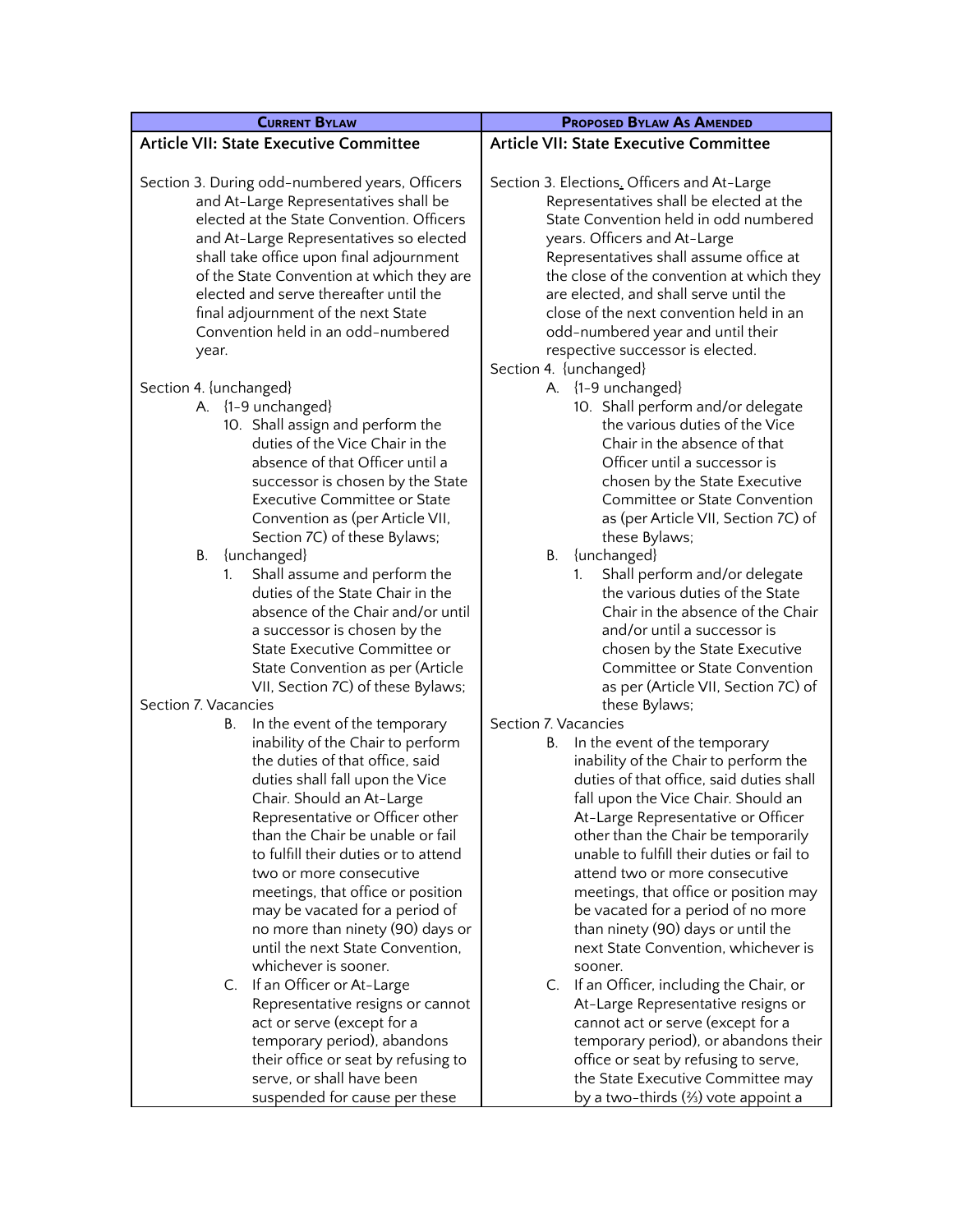| Current Bylaw | Proposed Bylaw As Amended |
|---|---|
| **Article VII: State Executive Committee** | **Article VII: State Executive Committee** |
| Section 3. During odd-numbered years, Officers and At-Large Representatives shall be elected at the State Convention. Officers and At-Large Representatives so elected shall take office upon final adjournment of the State Convention at which they are elected and serve thereafter until the final adjournment of the next State Convention held in an odd-numbered year. | Section 3. Elections. Officers and At-Large Representatives shall be elected at the State Convention held in odd numbered years. Officers and At-Large Representatives shall assume office at the close of the convention at which they are elected, and shall serve until the close of the next convention held in an odd-numbered year and until their respective successor is elected. |
| Section 4. {unchanged}<br>A. {1-9 unchanged}<br>10. Shall assign and perform the duties of the Vice Chair in the absence of that Officer until a successor is chosen by the State Executive Committee or State Convention as (per Article VII, Section 7C) of these Bylaws;<br>B. {unchanged}<br>1. Shall assume and perform the duties of the State Chair in the absence of the Chair and/or until a successor is chosen by the State Executive Committee or State Convention as per (Article VII, Section 7C) of these Bylaws; | Section 4. {unchanged}<br>A. {1-9 unchanged}<br>10. Shall perform and/or delegate the various duties of the Vice Chair in the absence of that Officer until a successor is chosen by the State Executive Committee or State Convention as (per Article VII, Section 7C) of these Bylaws;<br>B. {unchanged}<br>1. Shall perform and/or delegate the various duties of the State Chair in the absence of the Chair and/or until a successor is chosen by the State Executive Committee or State Convention as per (Article VII, Section 7C) of these Bylaws; |
| Section 7. Vacancies<br>B. In the event of the temporary inability of the Chair to perform the duties of that office, said duties shall fall upon the Vice Chair. Should an At-Large Representative or Officer other than the Chair be unable or fail to fulfill their duties or to attend two or more consecutive meetings, that office or position may be vacated for a period of no more than ninety (90) days or until the next State Convention, whichever is sooner.<br>C. If an Officer or At-Large Representative resigns or cannot act or serve (except for a temporary period), abandons their office or seat by refusing to serve, or shall have been suspended for cause per these | Section 7. Vacancies<br>B. In the event of the temporary inability of the Chair to perform the duties of that office, said duties shall fall upon the Vice Chair. Should an At-Large Representative or Officer other than the Chair be temporarily unable to fulfill their duties or fail to attend two or more consecutive meetings, that office or position may be vacated for a period of no more than ninety (90) days or until the next State Convention, whichever is sooner.<br>C. If an Officer, including the Chair, or At-Large Representative resigns or cannot act or serve (except for a temporary period), or abandons their office or seat by refusing to serve, the State Executive Committee may by a two-thirds (⅔) vote appoint a |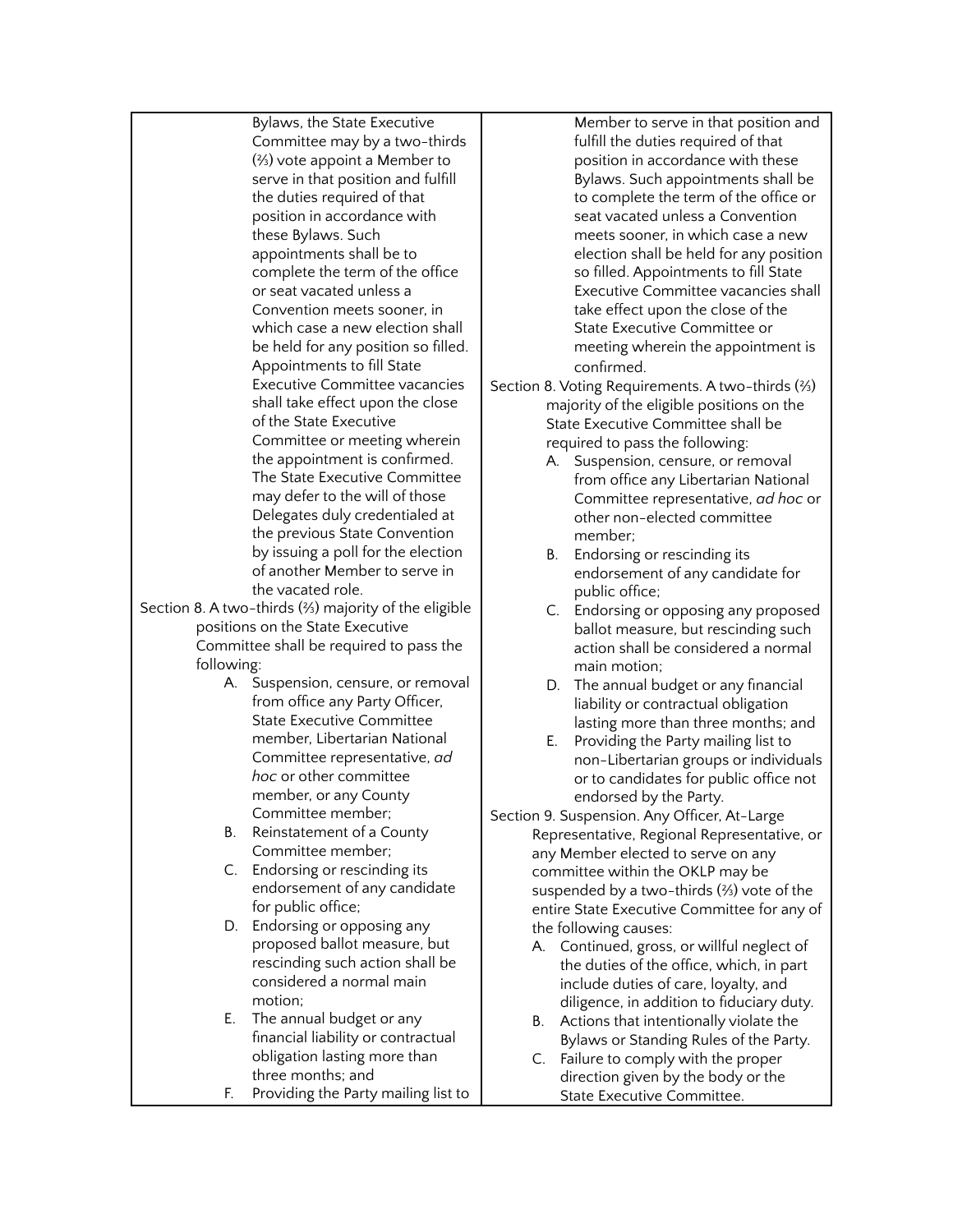Bylaws, the State Executive Committee may by a two-thirds (⅔) vote appoint a Member to serve in that position and fulfill the duties required of that position in accordance with these Bylaws. Such appointments shall be to complete the term of the office or seat vacated unless a Convention meets sooner, in which case a new election shall be held for any position so filled. Appointments to fill State Executive Committee vacancies shall take effect upon the close of the State Executive Committee or meeting wherein the appointment is confirmed. The State Executive Committee may defer to the will of those Delegates duly credentialed at the previous State Convention by issuing a poll for the election of another Member to serve in the vacated role.

Section 8. A two-thirds (⅔) majority of the eligible positions on the State Executive Committee shall be required to pass the following:

A. Suspension, censure, or removal from office any Party Officer, State Executive Committee member, Libertarian National Committee representative, *ad hoc* or other committee member, or any County Committee member;
B. Reinstatement of a County Committee member;
C. Endorsing or rescinding its endorsement of any candidate for public office;
D. Endorsing or opposing any proposed ballot measure, but rescinding such action shall be considered a normal main motion;
E. The annual budget or any financial liability or contractual obligation lasting more than three months; and
F. Providing the Party mailing list to

---

Member to serve in that position and fulfill the duties required of that position in accordance with these Bylaws. Such appointments shall be to complete the term of the office or seat vacated unless a Convention meets sooner, in which case a new election shall be held for any position so filled. Appointments to fill State Executive Committee vacancies shall take effect upon the close of the State Executive Committee or meeting wherein the appointment is confirmed.

Section 8. Voting Requirements. A two-thirds (⅔) majority of the eligible positions on the State Executive Committee shall be required to pass the following:

A. Suspension, censure, or removal from office any Libertarian National Committee representative, *ad hoc* or other non-elected committee member;
B. Endorsing or rescinding its endorsement of any candidate for public office;
C. Endorsing or opposing any proposed ballot measure, but rescinding such action shall be considered a normal main motion;
D. The annual budget or any financial liability or contractual obligation lasting more than three months; and
E. Providing the Party mailing list to non-Libertarian groups or individuals or to candidates for public office not endorsed by the Party.

Section 9. Suspension. Any Officer, At-Large Representative, Regional Representative, or any Member elected to serve on any committee within the OKLP may be suspended by a two-thirds (⅔) vote of the entire State Executive Committee for any of the following causes:

A. Continued, gross, or willful neglect of the duties of the office, which, in part include duties of care, loyalty, and diligence, in addition to fiduciary duty.
B. Actions that intentionally violate the Bylaws or Standing Rules of the Party.
C. Failure to comply with the proper direction given by the body or the State Executive Committee.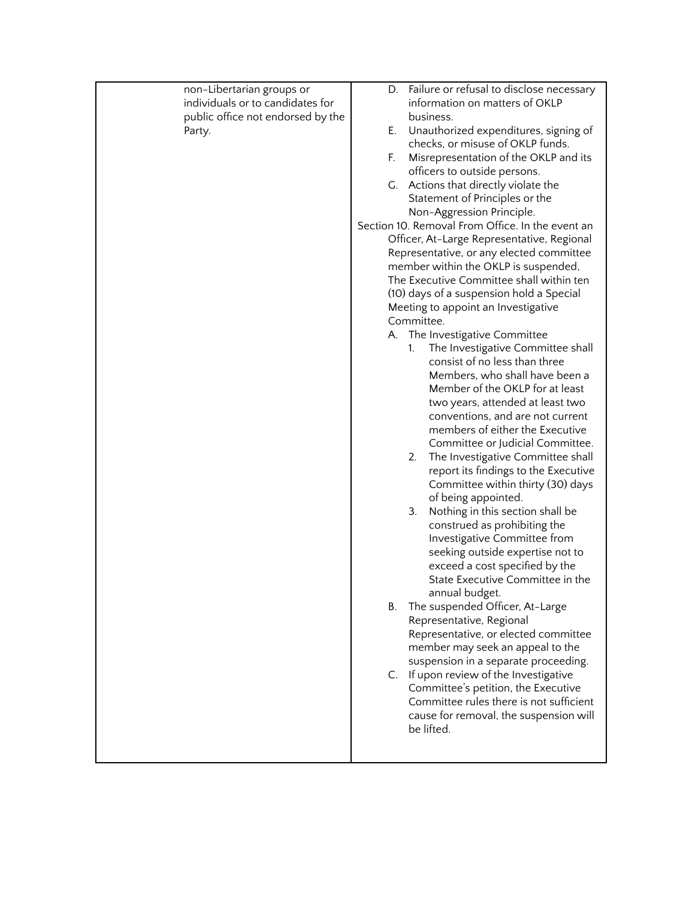| | |
|---|---|
| non-Libertarian groups or individuals or to candidates for public office not endorsed by the Party. | D. Failure or refusal to disclose necessary information on matters of OKLP business.<br>E. Unauthorized expenditures, signing of checks, or misuse of OKLP funds.<br>F. Misrepresentation of the OKLP and its officers to outside persons.<br>G. Actions that directly violate the Statement of Principles or the Non-Aggression Principle.<br>Section 10. Removal From Office. In the event an Officer, At-Large Representative, Regional Representative, or any elected committee member within the OKLP is suspended, The Executive Committee shall within ten (10) days of a suspension hold a Special Meeting to appoint an Investigative Committee.<br>A. The Investigative Committee<br>1. The Investigative Committee shall consist of no less than three Members, who shall have been a Member of the OKLP for at least two years, attended at least two conventions, and are not current members of either the Executive Committee or Judicial Committee.<br>2. The Investigative Committee shall report its findings to the Executive Committee within thirty (30) days of being appointed.<br>3. Nothing in this section shall be construed as prohibiting the Investigative Committee from seeking outside expertise not to exceed a cost specified by the State Executive Committee in the annual budget.<br>B. The suspended Officer, At-Large Representative, Regional Representative, or elected committee member may seek an appeal to the suspension in a separate proceeding.<br>C. If upon review of the Investigative Committee's petition, the Executive Committee rules there is not sufficient cause for removal, the suspension will be lifted. |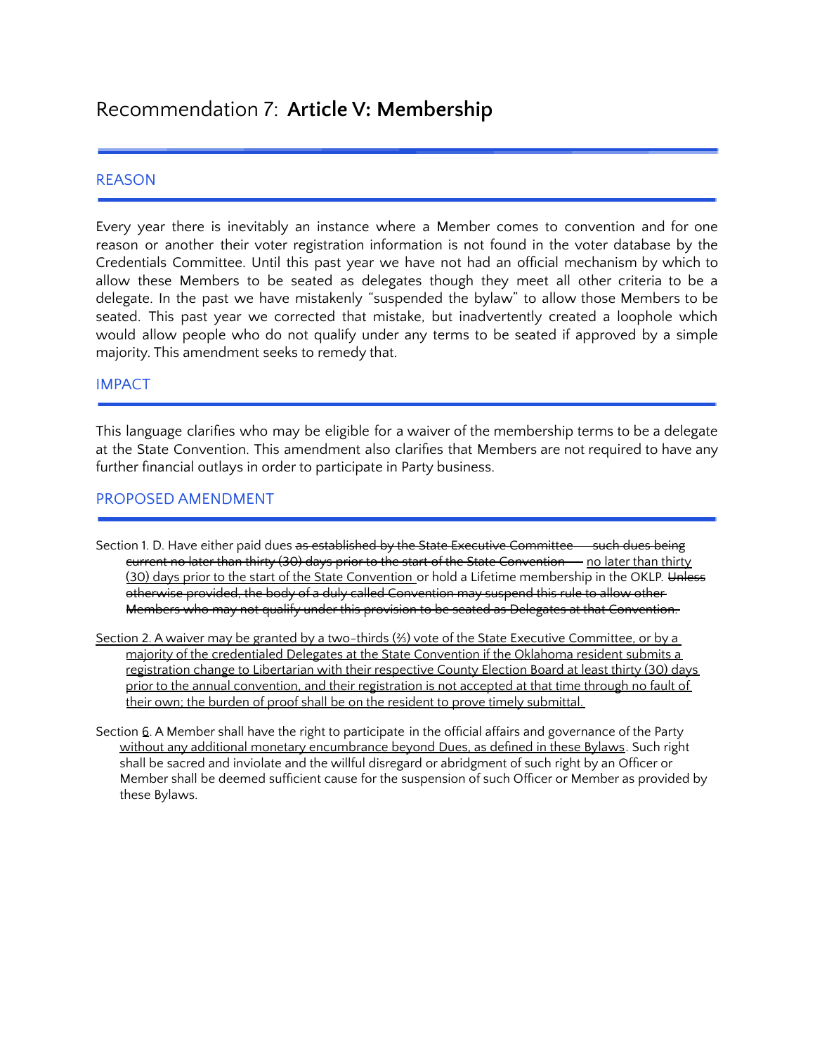# Recommendation 7: **Article V: Membership**

## REASON

Every year there is inevitably an instance where a Member comes to convention and for one reason or another their voter registration information is not found in the voter database by the Credentials Committee. Until this past year we have not had an official mechanism by which to allow these Members to be seated as delegates though they meet all other criteria to be a delegate. In the past we have mistakenly "suspended the bylaw" to allow those Members to be seated. This past year we corrected that mistake, but inadvertently created a loophole which would allow people who do not qualify under any terms to be seated if approved by a simple majority. This amendment seeks to remedy that.

## IMPACT

This language clarifies who may be eligible for a waiver of the membership terms to be a delegate at the State Convention. This amendment also clarifies that Members are not required to have any further financial outlays in order to participate in Party business.

## PROPOSED AMENDMENT

Section 1. D. Have either paid dues ~~as established by the State Executive Committee — such dues being current no later than thirty (30) days prior to the start of the State Convention —~~ <u>no later than thirty (30) days prior to the start of the State Convention</u> or hold a Lifetime membership in the OKLP. ~~Unless otherwise provided, the body of a duly called Convention may suspend this rule to allow other Members who may not qualify under this provision to be seated as Delegates at that Convention.~~

<u>Section 2. A waiver may be granted by a two-thirds (⅔) vote of the State Executive Committee, or by a majority of the credentialed Delegates at the State Convention if the Oklahoma resident submits a registration change to Libertarian with their respective County Election Board at least thirty (30) days prior to the annual convention, and their registration is not accepted at that time through no fault of their own; the burden of proof shall be on the resident to prove timely submittal.</u>

Section <u>6</u>. A Member shall have the right to participate in the official affairs and governance of the Party <u>without any additional monetary encumbrance beyond Dues, as defined in these Bylaws</u>. Such right shall be sacred and inviolate and the willful disregard or abridgment of such right by an Officer or Member shall be deemed sufficient cause for the suspension of such Officer or Member as provided by these Bylaws.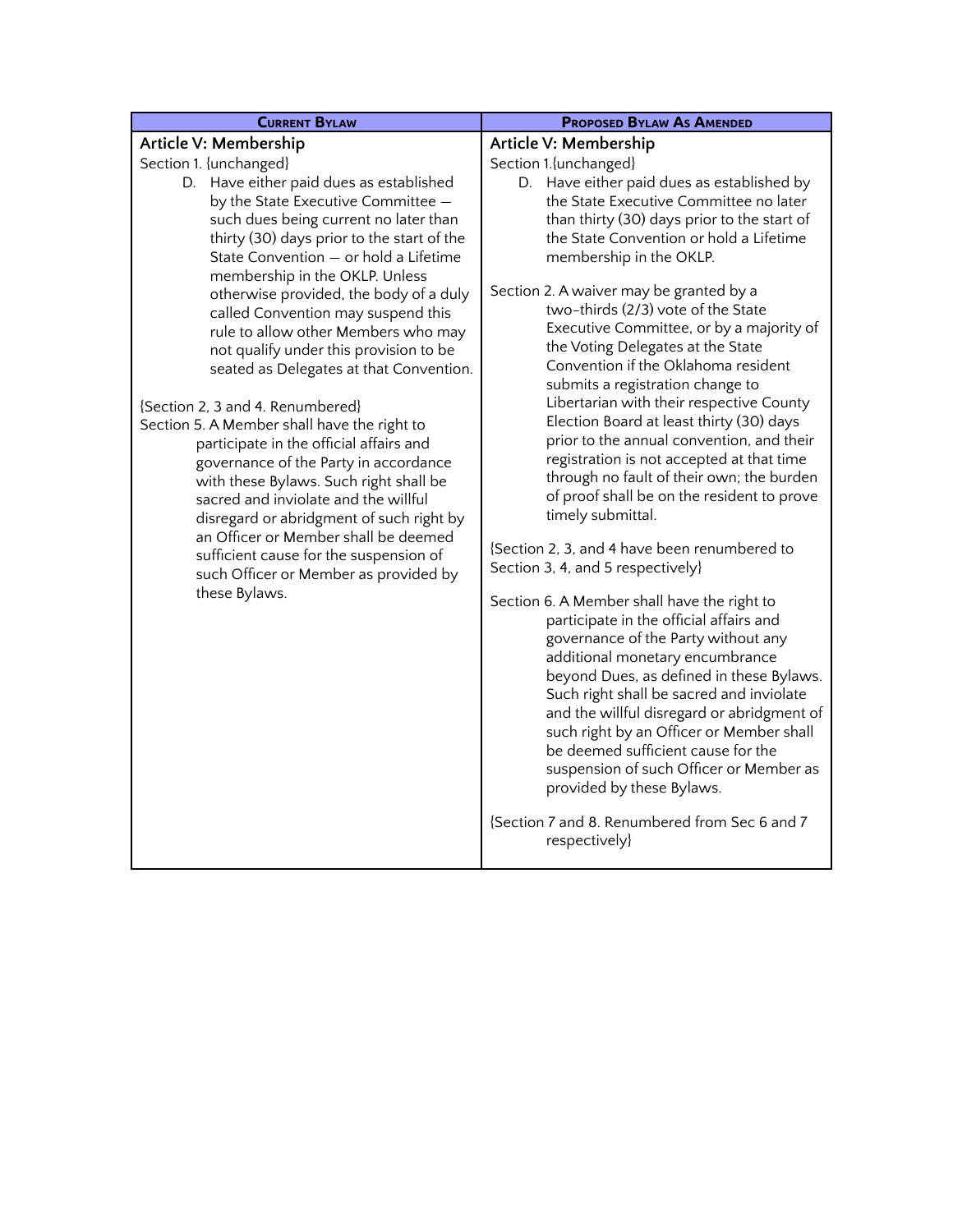| CURRENT BYLAW | PROPOSED BYLAW AS AMENDED |
| --- | --- |
| **Article V: Membership**<br>Section 1. {unchanged}<br>D. Have either paid dues as established by the State Executive Committee — such dues being current no later than thirty (30) days prior to the start of the State Convention — or hold a Lifetime membership in the OKLP. Unless otherwise provided, the body of a duly called Convention may suspend this rule to allow other Members who may not qualify under this provision to be seated as Delegates at that Convention.<br><br>{Section 2, 3 and 4. Renumbered}<br>Section 5. A Member shall have the right to participate in the official affairs and governance of the Party in accordance with these Bylaws. Such right shall be sacred and inviolate and the willful disregard or abridgment of such right by an Officer or Member shall be deemed sufficient cause for the suspension of such Officer or Member as provided by these Bylaws. | **Article V: Membership**<br>Section 1.{unchanged}<br>D. Have either paid dues as established by the State Executive Committee no later than thirty (30) days prior to the start of the State Convention or hold a Lifetime membership in the OKLP.<br><br>Section 2. A waiver may be granted by a two-thirds (2/3) vote of the State Executive Committee, or by a majority of the Voting Delegates at the State Convention if the Oklahoma resident submits a registration change to Libertarian with their respective County Election Board at least thirty (30) days prior to the annual convention, and their registration is not accepted at that time through no fault of their own; the burden of proof shall be on the resident to prove timely submittal.<br><br>{Section 2, 3, and 4 have been renumbered to Section 3, 4, and 5 respectively}<br><br>Section 6. A Member shall have the right to participate in the official affairs and governance of the Party without any additional monetary encumbrance beyond Dues, as defined in these Bylaws. Such right shall be sacred and inviolate and the willful disregard or abridgment of such right by an Officer or Member shall be deemed sufficient cause for the suspension of such Officer or Member as provided by these Bylaws.<br><br>{Section 7 and 8. Renumbered from Sec 6 and 7 respectively} |